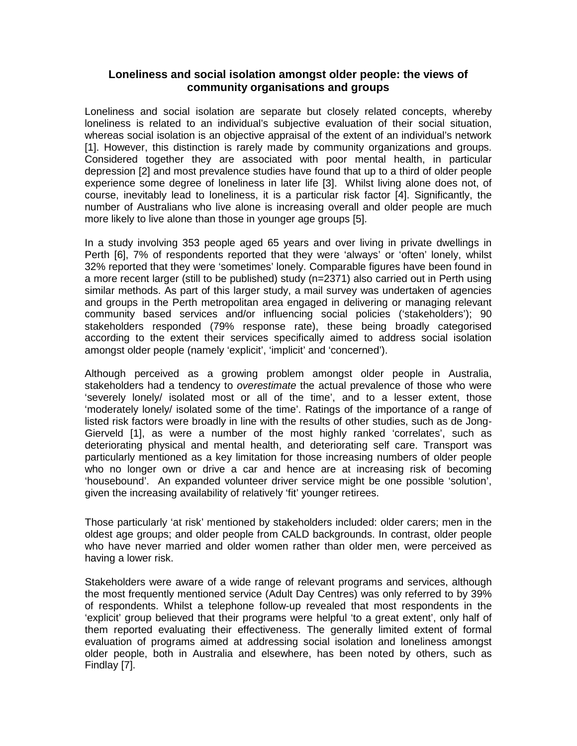# Loneliness and social isolation amongst older people: the views of community organisations and groups

Loneliness and social isolation are separate but closely related concepts, whereby loneliness is related to an individual's subjective evaluation of their social situation, whereas social isolation is an objective appraisal of the extent of an individual's network [1]. However, this distinction is rarely made by community organizations and groups. Considered together they are associated with poor mental health, in particular depression [2] and most prevalence studies have found that up to a third of older people experience some degree of loneliness in later life [3]. Whilst living alone does not, of course, inevitably lead to loneliness, it is a particular risk factor [4]. Significantly, the number of Australians who live alone is increasing overall and older people are much more likely to live alone than those in younger age groups [5].

In a study involving 353 people aged 65 years and over living in private dwellings in Perth [6], 7% of respondents reported that they were 'always' or 'often' lonely, whilst 32% reported that they were 'sometimes' lonely. Comparable figures have been found in a more recent larger (still to be published) study (n=2371) also carried out in Perth using similar methods. As part of this larger study, a mail survey was undertaken of agencies and groups in the Perth metropolitan area engaged in delivering or managing relevant community based services and/or influencing social policies ('stakeholders'); 90 stakeholders responded (79% response rate), these being broadly categorised according to the extent their services specifically aimed to address social isolation amongst older people (namely 'explicit', 'implicit' and 'concerned').

Although perceived as a growing problem amongst older people in Australia, stakeholders had a tendency to *overestimate* the actual prevalence of those who were 'severely lonely/ isolated most or all of the time', and to a lesser extent, those 'moderately lonely/ isolated some of the time'. Ratings of the importance of a range of listed risk factors were broadly in line with the results of other studies, such as de Jong-Gierveld [1], as were a number of the most highly ranked 'correlates', such as deteriorating physical and mental health, and deteriorating self care. Transport was particularly mentioned as a key limitation for those increasing numbers of older people who no longer own or drive a car and hence are at increasing risk of becoming 'housebound'. An expanded volunteer driver service might be one possible 'solution', given the increasing availability of relatively 'fit' younger retirees.

Those particularly 'at risk' mentioned by stakeholders included: older carers; men in the oldest age groups; and older people from CALD backgrounds. In contrast, older people who have never married and older women rather than older men, were perceived as having a lower risk.

Stakeholders were aware of a wide range of relevant programs and services, although the most frequently mentioned service (Adult Day Centres) was only referred to by 39% of respondents. Whilst a telephone follow-up revealed that most respondents in the 'explicit' group believed that their programs were helpful 'to a great extent', only half of them reported evaluating their effectiveness. The generally limited extent of formal evaluation of programs aimed at addressing social isolation and loneliness amongst older people, both in Australia and elsewhere, has been noted by others, such as Findlay [7].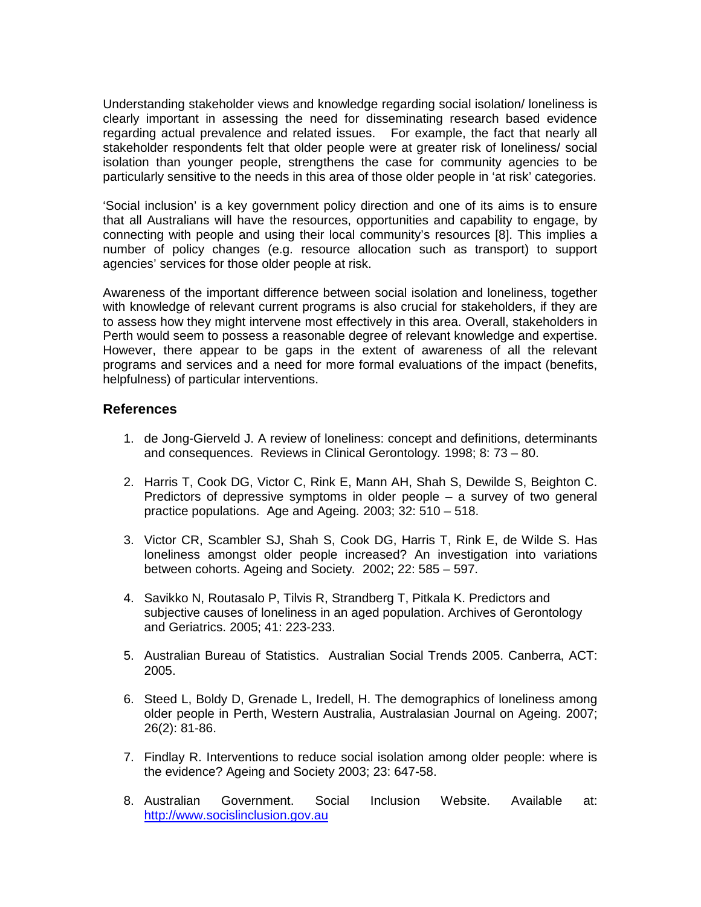Understanding stakeholder views and knowledge regarding social isolation/ loneliness is clearly important in assessing the need for disseminating research based evidence regarding actual prevalence and related issues. For example, the fact that nearly all stakeholder respondents felt that older people were at greater risk of loneliness/ social isolation than younger people, strengthens the case for community agencies to be particularly sensitive to the needs in this area of those older people in 'at risk' categories.

'Social inclusion' is a key government policy direction and one of its aims is to ensure that all Australians will have the resources, opportunities and capability to engage, by connecting with people and using their local community's resources [8]. This implies a number of policy changes (e.g. resource allocation such as transport) to support agencies' services for those older people at risk.

Awareness of the important difference between social isolation and loneliness, together with knowledge of relevant current programs is also crucial for stakeholders, if they are to assess how they might intervene most effectively in this area. Overall, stakeholders in Perth would seem to possess a reasonable degree of relevant knowledge and expertise. However, there appear to be gaps in the extent of awareness of all the relevant programs and services and a need for more formal evaluations of the impact (benefits, helpfulness) of particular interventions.

## References

1. de Jong-Gierveld J. A review of loneliness: concept and definitions, determinants and consequences. Reviews in Clinical Gerontology. 1998; 8: 73 – 80.

2. Harris T, Cook DG, Victor C, Rink E, Mann AH, Shah S, Dewilde S, Beighton C. Predictors of depressive symptoms in older people – a survey of two general practice populations. Age and Ageing. 2003; 32: 510 – 518.

3. Victor CR, Scambler SJ, Shah S, Cook DG, Harris T, Rink E, de Wilde S. Has loneliness amongst older people increased? An investigation into variations between cohorts. Ageing and Society. 2002; 22: 585 – 597.

4. Savikko N, Routasalo P, Tilvis R, Strandberg T, Pitkala K. Predictors and subjective causes of loneliness in an aged population. Archives of Gerontology and Geriatrics. 2005; 41: 223-233.

5. Australian Bureau of Statistics. Australian Social Trends 2005. Canberra, ACT: 2005.

6. Steed L, Boldy D, Grenade L, Iredell, H. The demographics of loneliness among older people in Perth, Western Australia, Australasian Journal on Ageing. 2007; 26(2): 81-86.

7. Findlay R. Interventions to reduce social isolation among older people: where is the evidence? Ageing and Society 2003; 23: 647-58.

8. Australian Government. Social Inclusion Website. Available at: http://www.socislinclusion.gov.au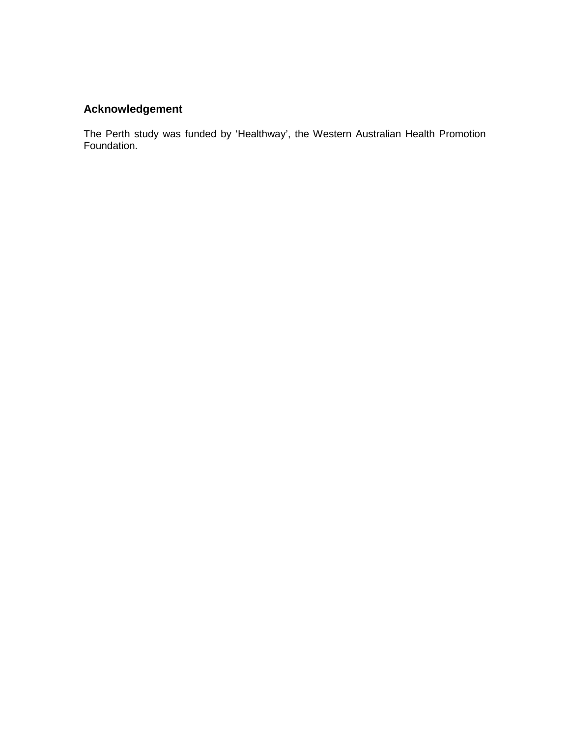## Acknowledgement

The Perth study was funded by 'Healthway', the Western Australian Health Promotion Foundation.